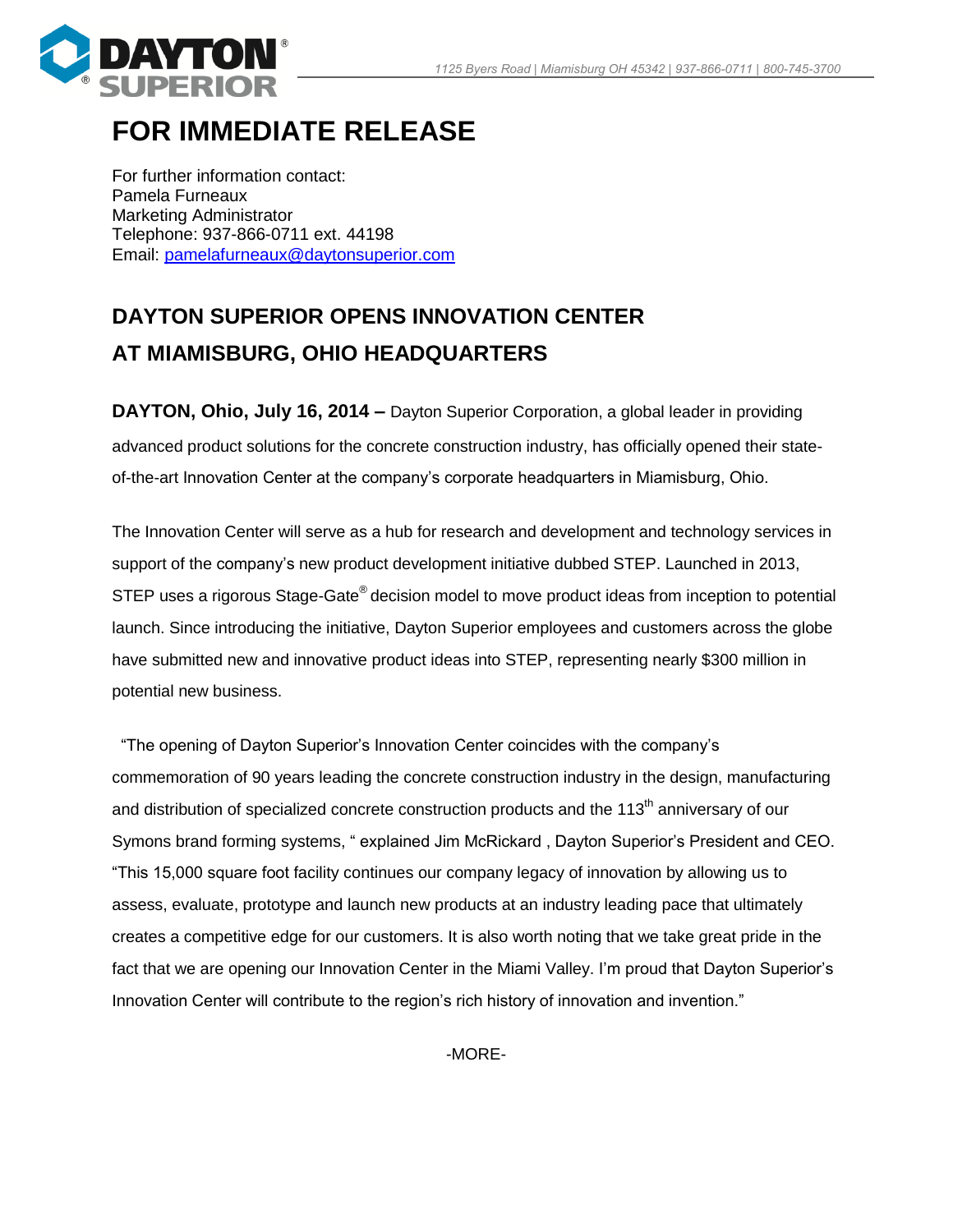DAYTON SUPERIOR

1125 Byers Road | Miamisburg OH 45342 | 937-866-0711 | 800-745-3700

# FOR IMMEDIATE RELEASE

For further information contact:
Pamela Furneaux
Marketing Administrator
Telephone: 937-866-0711 ext. 44198
Email: [pamelafurneaux@daytonsuperior.com](mailto:pamelafurneaux@daytonsuperior.com)

## DAYTON SUPERIOR OPENS INNOVATION CENTER AT MIAMISBURG, OHIO HEADQUARTERS

**DAYTON, Ohio, July 16, 2014 –** Dayton Superior Corporation, a global leader in providing advanced product solutions for the concrete construction industry, has officially opened their state-of-the-art Innovation Center at the company's corporate headquarters in Miamisburg, Ohio.

The Innovation Center will serve as a hub for research and development and technology services in support of the company's new product development initiative dubbed STEP. Launched in 2013, STEP uses a rigorous Stage-Gate® decision model to move product ideas from inception to potential launch. Since introducing the initiative, Dayton Superior employees and customers across the globe have submitted new and innovative product ideas into STEP, representing nearly $300 million in potential new business.

"The opening of Dayton Superior's Innovation Center coincides with the company's commemoration of 90 years leading the concrete construction industry in the design, manufacturing and distribution of specialized concrete construction products and the 113th anniversary of our Symons brand forming systems, " explained Jim McRickard , Dayton Superior's President and CEO. "This 15,000 square foot facility continues our company legacy of innovation by allowing us to assess, evaluate, prototype and launch new products at an industry leading pace that ultimately creates a competitive edge for our customers. It is also worth noting that we take great pride in the fact that we are opening our Innovation Center in the Miami Valley. I'm proud that Dayton Superior's Innovation Center will contribute to the region's rich history of innovation and invention."

-MORE-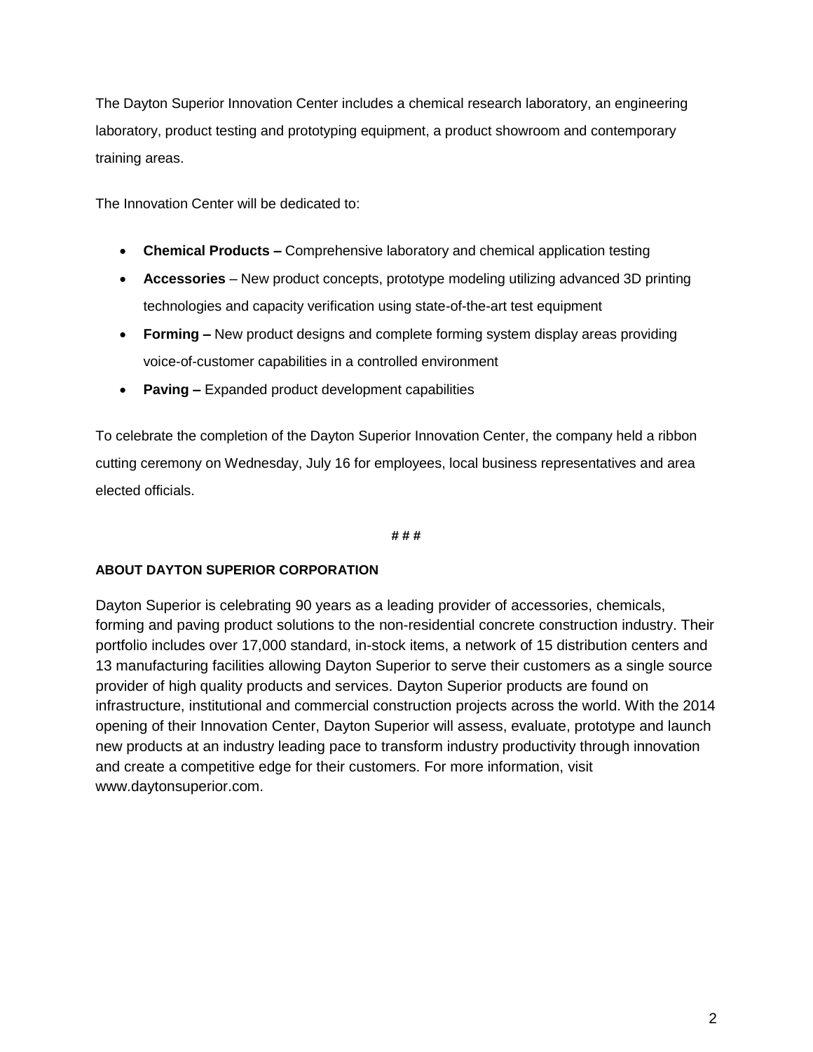The Dayton Superior Innovation Center includes a chemical research laboratory, an engineering laboratory, product testing and prototyping equipment, a product showroom and contemporary training areas.

The Innovation Center will be dedicated to:

- **Chemical Products –** Comprehensive laboratory and chemical application testing
- **Accessories** – New product concepts, prototype modeling utilizing advanced 3D printing technologies and capacity verification using state-of-the-art test equipment
- **Forming –** New product designs and complete forming system display areas providing voice-of-customer capabilities in a controlled environment
- **Paving –** Expanded product development capabilities

To celebrate the completion of the Dayton Superior Innovation Center, the company held a ribbon cutting ceremony on Wednesday, July 16 for employees, local business representatives and area elected officials.

# # #

**ABOUT DAYTON SUPERIOR CORPORATION**

Dayton Superior is celebrating 90 years as a leading provider of accessories, chemicals, forming and paving product solutions to the non-residential concrete construction industry. Their portfolio includes over 17,000 standard, in-stock items, a network of 15 distribution centers and 13 manufacturing facilities allowing Dayton Superior to serve their customers as a single source provider of high quality products and services. Dayton Superior products are found on infrastructure, institutional and commercial construction projects across the world. With the 2014 opening of their Innovation Center, Dayton Superior will assess, evaluate, prototype and launch new products at an industry leading pace to transform industry productivity through innovation and create a competitive edge for their customers. For more information, visit www.daytonsuperior.com.